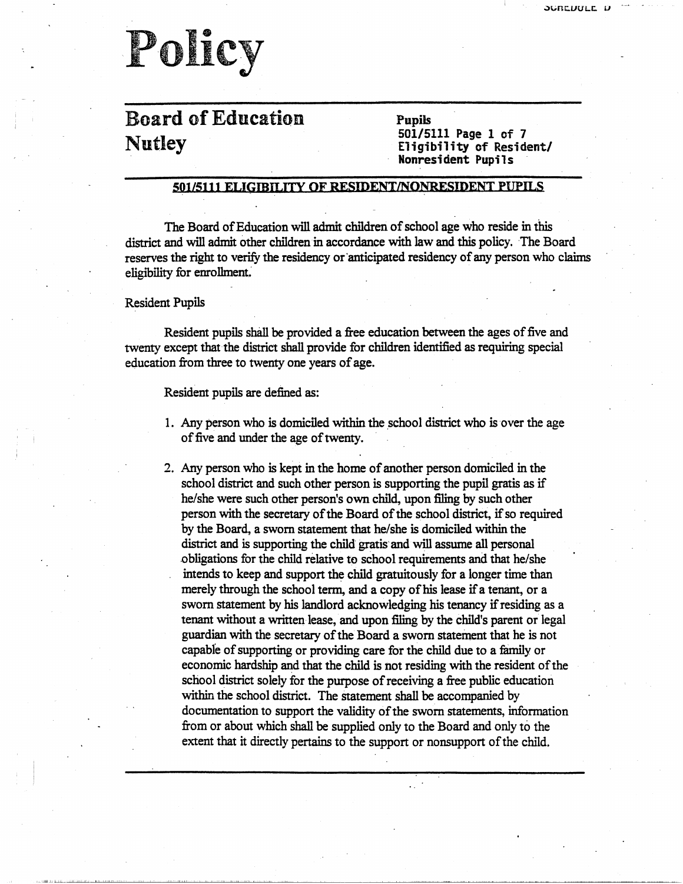# Policy

## Board of Education Nutley

**Pupils**
501/5111 Page 1 of 7
Eligibility of Resident/ Nonresident Pupils

### 501/5111 ELIGIBILITY OF RESIDENT/NONRESIDENT PUPILS

The Board of Education will admit children of school age who reside in this district and will admit other children in accordance with law and this policy. The Board reserves the right to verify the residency or anticipated residency of any person who claims eligibility for enrollment.

Resident Pupils

Resident pupils shall be provided a free education between the ages of five and twenty except that the district shall provide for children identified as requiring special education from three to twenty one years of age.

Resident pupils are defined as:

1. Any person who is domiciled within the school district who is over the age of five and under the age of twenty.
2. Any person who is kept in the home of another person domiciled in the school district and such other person is supporting the pupil gratis as if he/she were such other person's own child, upon filing by such other person with the secretary of the Board of the school district, if so required by the Board, a sworn statement that he/she is domiciled within the district and is supporting the child gratis and will assume all personal obligations for the child relative to school requirements and that he/she intends to keep and support the child gratuitously for a longer time than merely through the school term, and a copy of his lease if a tenant, or a sworn statement by his landlord acknowledging his tenancy if residing as a tenant without a written lease, and upon filing by the child's parent or legal guardian with the secretary of the Board a sworn statement that he is not capable of supporting or providing care for the child due to a family or economic hardship and that the child is not residing with the resident of the school district solely for the purpose of receiving a free public education within the school district. The statement shall be accompanied by documentation to support the validity of the sworn statements, information from or about which shall be supplied only to the Board and only to the extent that it directly pertains to the support or nonsupport of the child.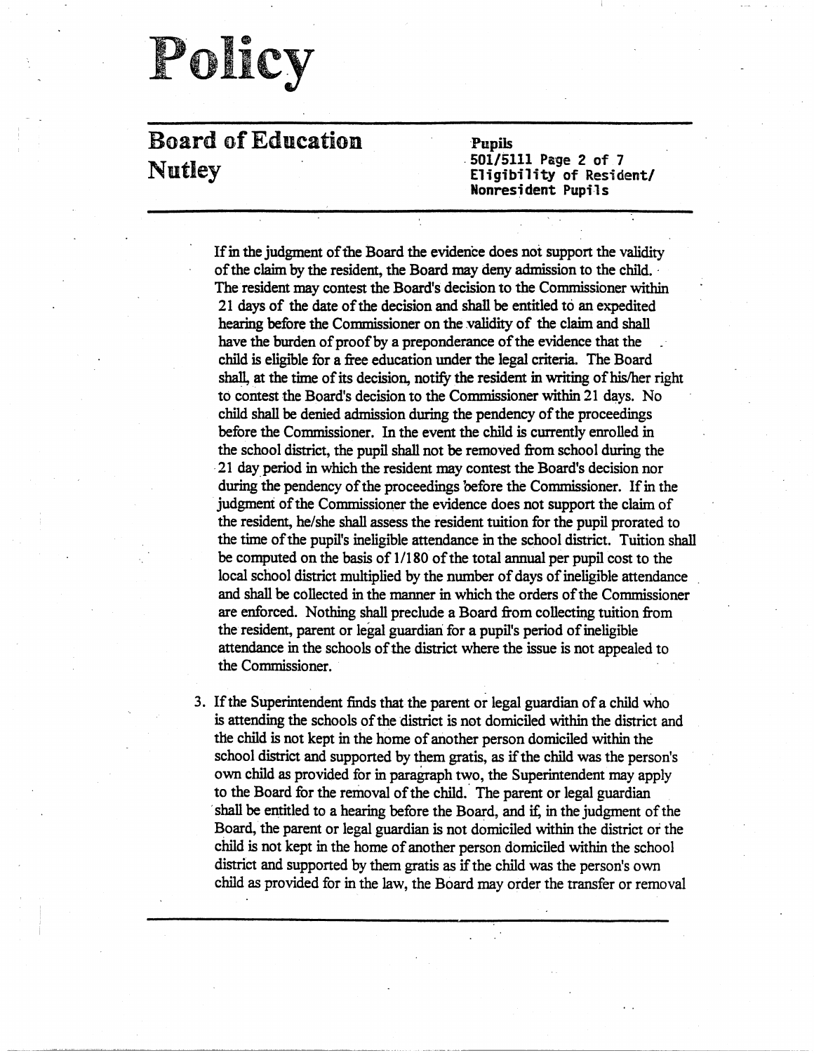If in the judgment of the Board the evidence does not support the validity of the claim by the resident, the Board may deny admission to the child. The resident may contest the Board's decision to the Commissioner within 21 days of the date of the decision and shall be entitled to an expedited hearing before the Commissioner on the validity of the claim and shall have the burden of proof by a preponderance of the evidence that the child is eligible for a free education under the legal criteria. The Board shall, at the time of its decision, notify the resident in writing of his/her right to contest the Board's decision to the Commissioner within 21 days. No child shall be denied admission during the pendency of the proceedings before the Commissioner. In the event the child is currently enrolled in the school district, the pupil shall not be removed from school during the 21 day period in which the resident may contest the Board's decision nor during the pendency of the proceedings before the Commissioner. If in the judgment of the Commissioner the evidence does not support the claim of the resident, he/she shall assess the resident tuition for the pupil prorated to the time of the pupil's ineligible attendance in the school district. Tuition shall be computed on the basis of 1/180 of the total annual per pupil cost to the local school district multiplied by the number of days of ineligible attendance and shall be collected in the manner in which the orders of the Commissioner are enforced. Nothing shall preclude a Board from collecting tuition from the resident, parent or legal guardian for a pupil's period of ineligible attendance in the schools of the district where the issue is not appealed to the Commissioner.

3. If the Superintendent finds that the parent or legal guardian of a child who is attending the schools of the district is not domiciled within the district and the child is not kept in the home of another person domiciled within the school district and supported by them gratis, as if the child was the person's own child as provided for in paragraph two, the Superintendent may apply to the Board for the removal of the child. The parent or legal guardian shall be entitled to a hearing before the Board, and if, in the judgment of the Board, the parent or legal guardian is not domiciled within the district or the child is not kept in the home of another person domiciled within the school district and supported by them gratis as if the child was the person's own child as provided for in the law, the Board may order the transfer or removal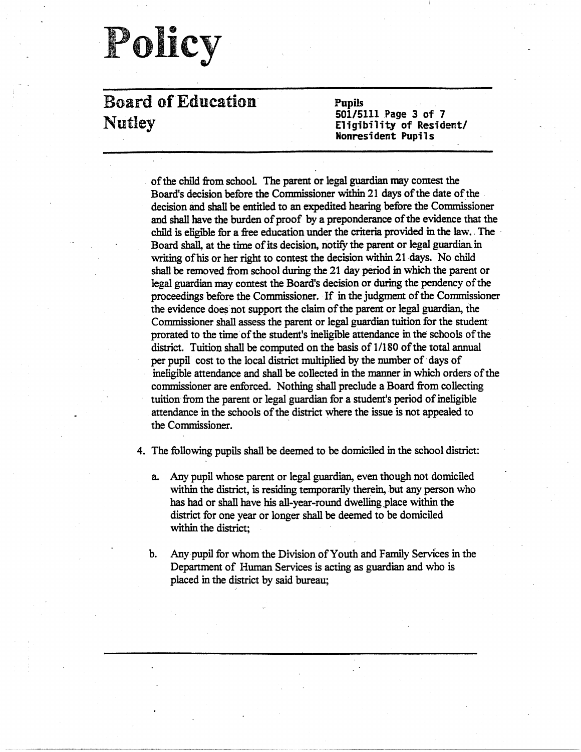of the child from school. The parent or legal guardian may contest the Board's decision before the Commissioner within 21 days of the date of the decision and shall be entitled to an expedited hearing before the Commissioner and shall have the burden of proof by a preponderance of the evidence that the child is eligible for a free education under the criteria provided in the law. The Board shall, at the time of its decision, notify the parent or legal guardian in writing of his or her right to contest the decision within 21 days. No child shall be removed from school during the 21 day period in which the parent or legal guardian may contest the Board's decision or during the pendency of the proceedings before the Commissioner. If in the judgment of the Commissioner the evidence does not support the claim of the parent or legal guardian, the Commissioner shall assess the parent or legal guardian tuition for the student prorated to the time of the student's ineligible attendance in the schools of the district. Tuition shall be computed on the basis of 1/180 of the total annual per pupil cost to the local district multiplied by the number of days of ineligible attendance and shall be collected in the manner in which orders of the commissioner are enforced. Nothing shall preclude a Board from collecting tuition from the parent or legal guardian for a student's period of ineligible attendance in the schools of the district where the issue is not appealed to the Commissioner.

4. The following pupils shall be deemed to be domiciled in the school district:

   a. Any pupil whose parent or legal guardian, even though not domiciled within the district, is residing temporarily therein, but any person who has had or shall have his all-year-round dwelling place within the district for one year or longer shall be deemed to be domiciled within the district;

   b. Any pupil for whom the Division of Youth and Family Services in the Department of Human Services is acting as guardian and who is placed in the district by said bureau;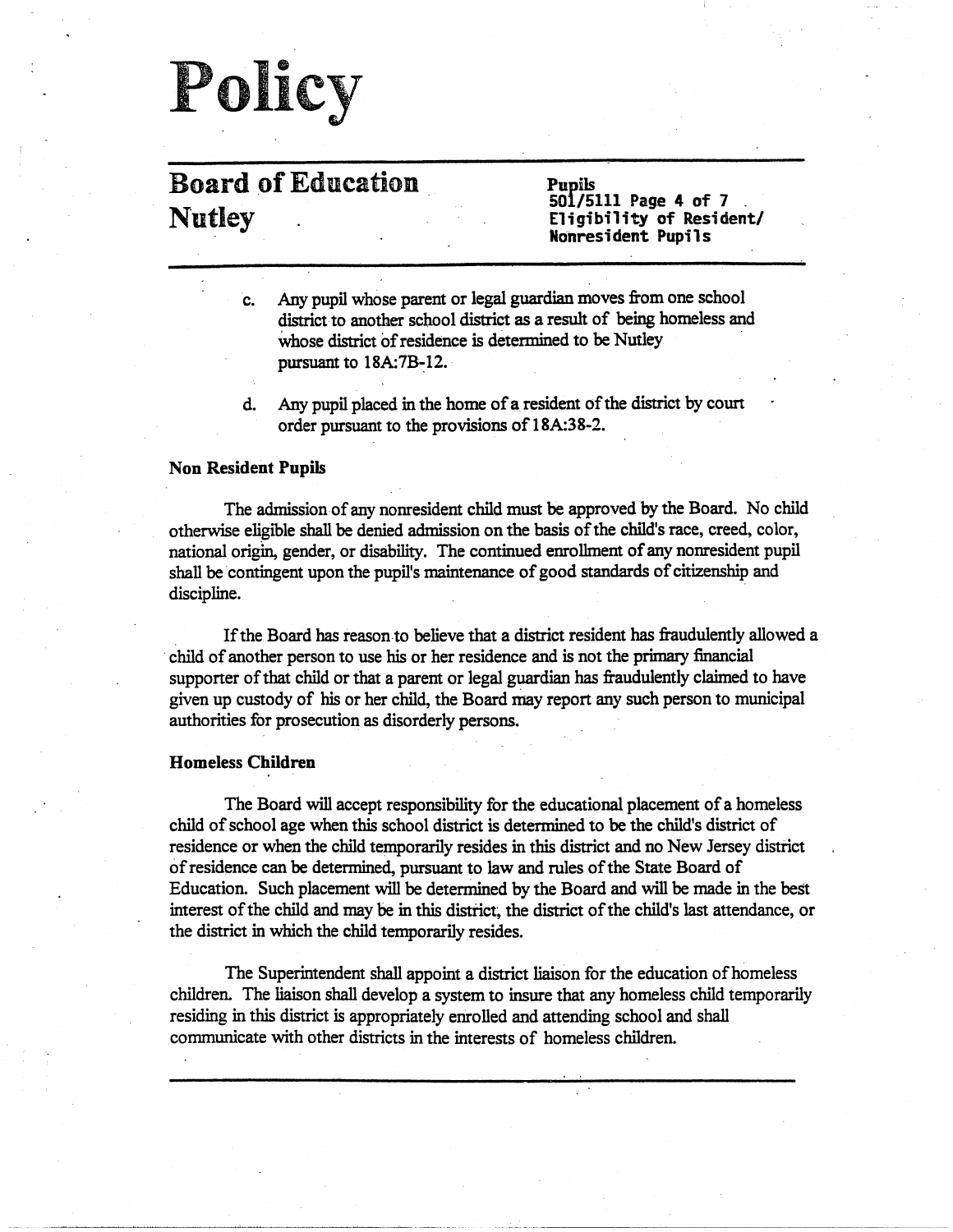c. Any pupil whose parent or legal guardian moves from one school district to another school district as a result of being homeless and whose district of residence is determined to be Nutley pursuant to 18A:7B-12.

d. Any pupil placed in the home of a resident of the district by court order pursuant to the provisions of 18A:38-2.

### Non Resident Pupils

The admission of any nonresident child must be approved by the Board. No child otherwise eligible shall be denied admission on the basis of the child's race, creed, color, national origin, gender, or disability. The continued enrollment of any nonresident pupil shall be contingent upon the pupil's maintenance of good standards of citizenship and discipline.

If the Board has reason to believe that a district resident has fraudulently allowed a child of another person to use his or her residence and is not the primary financial supporter of that child or that a parent or legal guardian has fraudulently claimed to have given up custody of his or her child, the Board may report any such person to municipal authorities for prosecution as disorderly persons.

### Homeless Children

The Board will accept responsibility for the educational placement of a homeless child of school age when this school district is determined to be the child's district of residence or when the child temporarily resides in this district and no New Jersey district of residence can be determined, pursuant to law and rules of the State Board of Education. Such placement will be determined by the Board and will be made in the best interest of the child and may be in this district, the district of the child's last attendance, or the district in which the child temporarily resides.

The Superintendent shall appoint a district liaison for the education of homeless children. The liaison shall develop a system to insure that any homeless child temporarily residing in this district is appropriately enrolled and attending school and shall communicate with other districts in the interests of homeless children.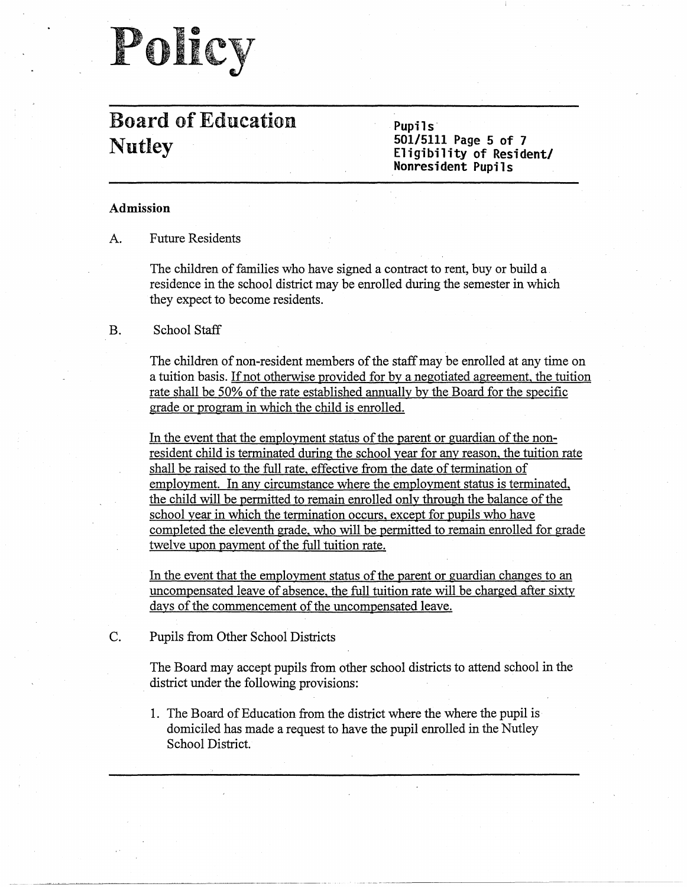**Admission**

A. Future Residents

The children of families who have signed a contract to rent, buy or build a residence in the school district may be enrolled during the semester in which they expect to become residents.

B. School Staff

The children of non-resident members of the staff may be enrolled at any time on a tuition basis. If not otherwise provided for by a negotiated agreement, the tuition rate shall be 50% of the rate established annually by the Board for the specific grade or program in which the child is enrolled.

In the event that the employment status of the parent or guardian of the non-resident child is terminated during the school year for any reason, the tuition rate shall be raised to the full rate, effective from the date of termination of employment. In any circumstance where the employment status is terminated, the child will be permitted to remain enrolled only through the balance of the school year in which the termination occurs, except for pupils who have completed the eleventh grade, who will be permitted to remain enrolled for grade twelve upon payment of the full tuition rate.

In the event that the employment status of the parent or guardian changes to an uncompensated leave of absence, the full tuition rate will be charged after sixty days of the commencement of the uncompensated leave.

C. Pupils from Other School Districts

The Board may accept pupils from other school districts to attend school in the district under the following provisions:

1. The Board of Education from the district where the where the pupil is domiciled has made a request to have the pupil enrolled in the Nutley School District.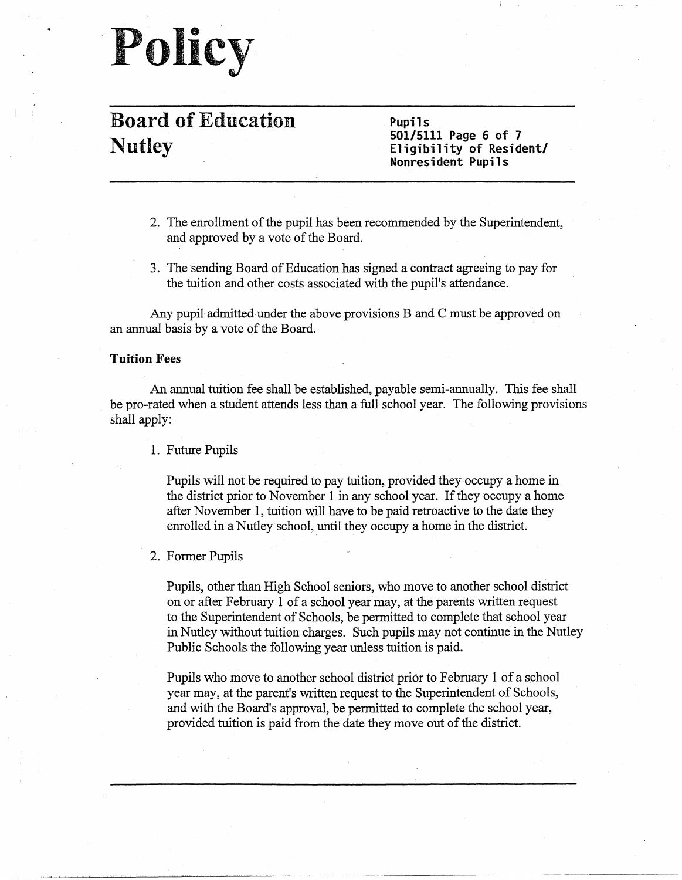2. The enrollment of the pupil has been recommended by the Superintendent, and approved by a vote of the Board.

3. The sending Board of Education has signed a contract agreeing to pay for the tuition and other costs associated with the pupil's attendance.

Any pupil admitted under the above provisions B and C must be approved on an annual basis by a vote of the Board.

**Tuition Fees**

An annual tuition fee shall be established, payable semi-annually. This fee shall be pro-rated when a student attends less than a full school year. The following provisions shall apply:

1. Future Pupils

   Pupils will not be required to pay tuition, provided they occupy a home in the district prior to November 1 in any school year. If they occupy a home after November 1, tuition will have to be paid retroactive to the date they enrolled in a Nutley school, until they occupy a home in the district.

2. Former Pupils

   Pupils, other than High School seniors, who move to another school district on or after February 1 of a school year may, at the parents written request to the Superintendent of Schools, be permitted to complete that school year in Nutley without tuition charges. Such pupils may not continue in the Nutley Public Schools the following year unless tuition is paid.

   Pupils who move to another school district prior to February 1 of a school year may, at the parent's written request to the Superintendent of Schools, and with the Board's approval, be permitted to complete the school year, provided tuition is paid from the date they move out of the district.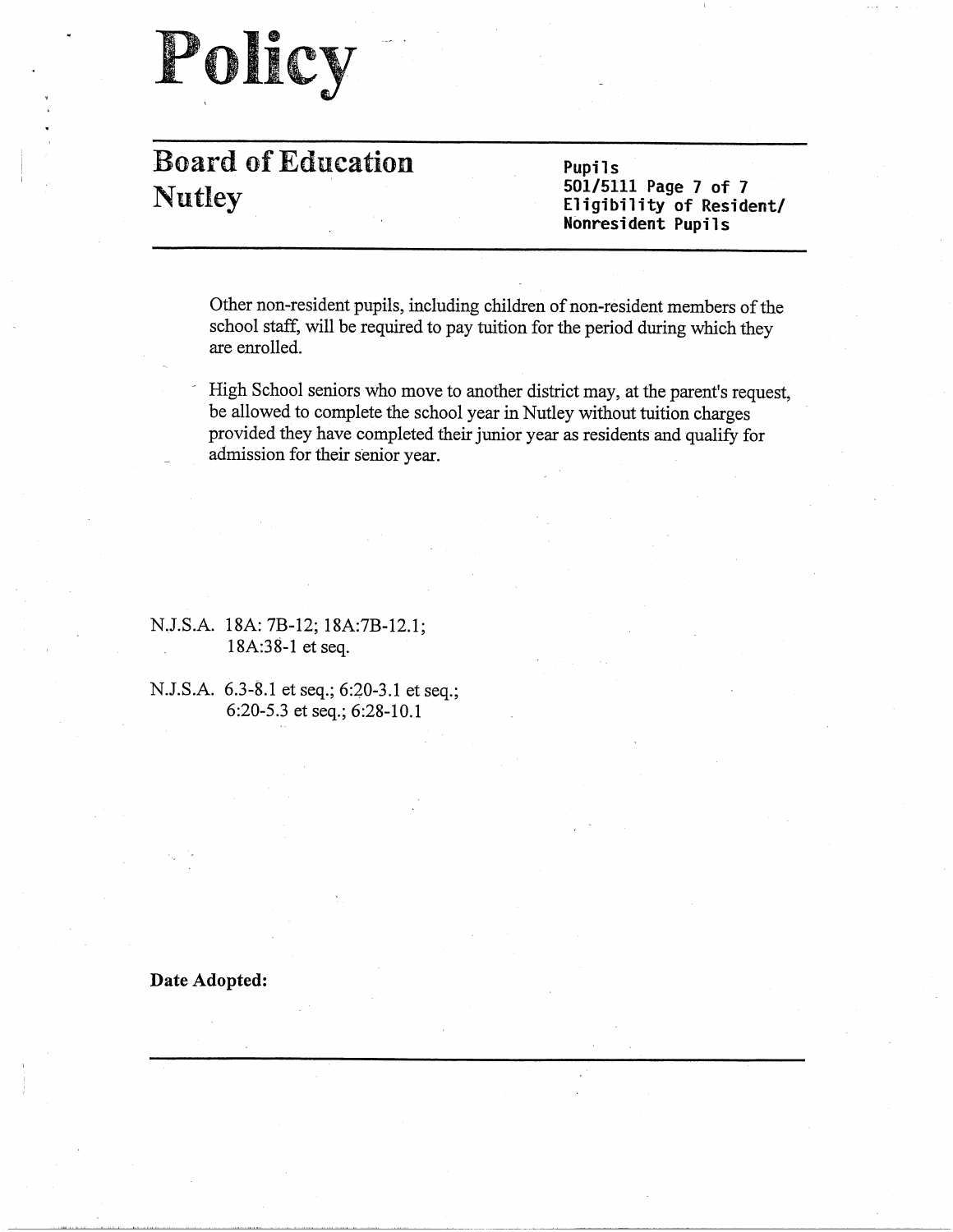Other non-resident pupils, including children of non-resident members of the school staff, will be required to pay tuition for the period during which they are enrolled.

High School seniors who move to another district may, at the parent's request, be allowed to complete the school year in Nutley without tuition charges provided they have completed their junior year as residents and qualify for admission for their senior year.

N.J.S.A. 18A: 7B-12; 18A:7B-12.1;
18A:38-1 et seq.

N.J.S.A. 6.3-8.1 et seq.; 6:20-3.1 et seq.;
6:20-5.3 et seq.; 6:28-10.1

**Date Adopted:**